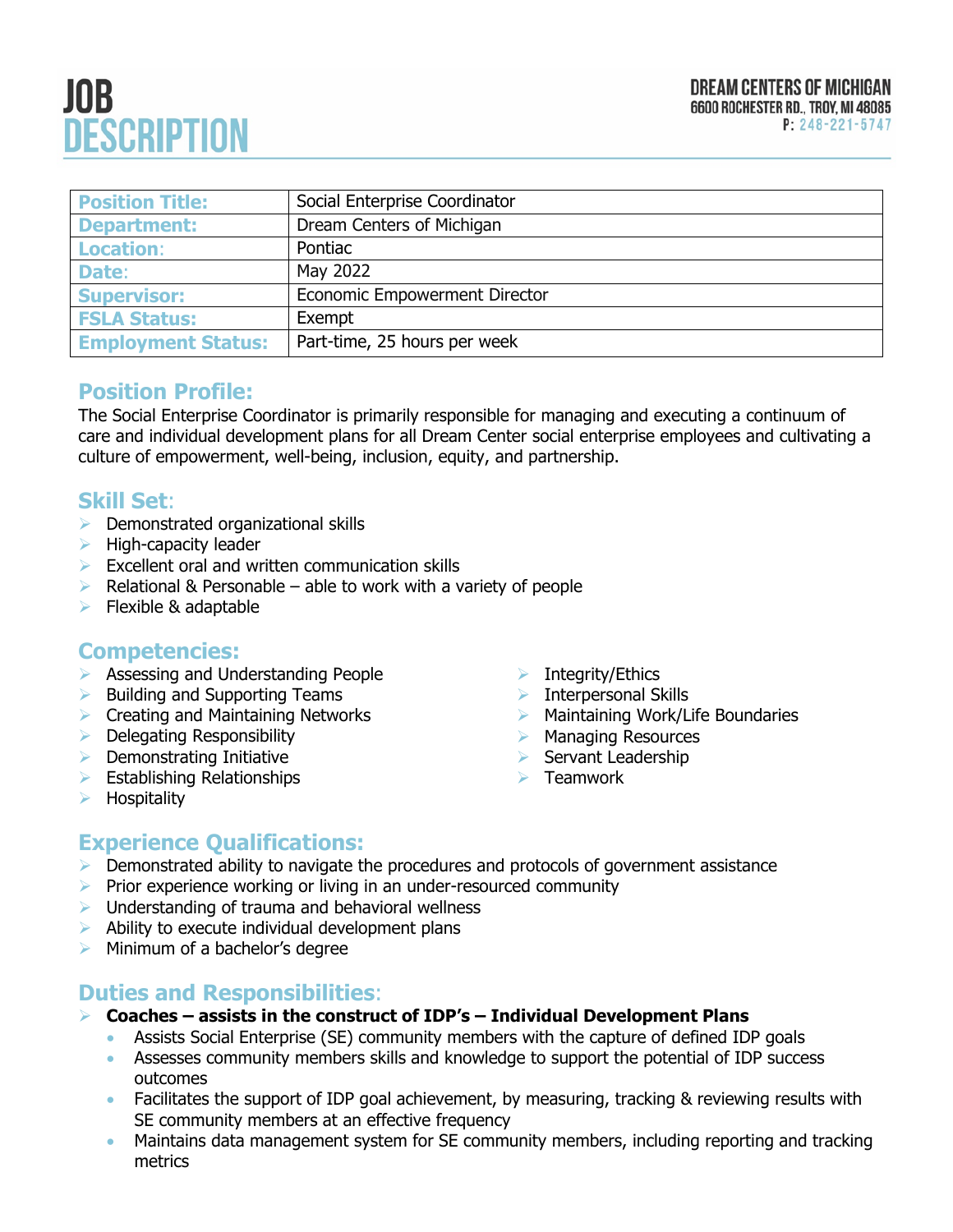# JOB DESCRIPTION

**DREAM CENTERS OF MICHIGAN**
**6600 ROCHESTER RD., TROY, MI 48085**
**P: 248-221-5747**

| | |
|---|---|
| **Position Title:** | Social Enterprise Coordinator |
| **Department:** | Dream Centers of Michigan |
| **Location:** | Pontiac |
| **Date:** | May 2022 |
| **Supervisor:** | Economic Empowerment Director |
| **FSLA Status:** | Exempt |
| **Employment Status:** | Part-time, 25 hours per week |

## Position Profile:

The Social Enterprise Coordinator is primarily responsible for managing and executing a continuum of care and individual development plans for all Dream Center social enterprise employees and cultivating a culture of empowerment, well-being, inclusion, equity, and partnership.

## Skill Set:

- Demonstrated organizational skills
- High-capacity leader
- Excellent oral and written communication skills
- Relational & Personable – able to work with a variety of people
- Flexible & adaptable

## Competencies:

- Assessing and Understanding People
- Building and Supporting Teams
- Creating and Maintaining Networks
- Delegating Responsibility
- Demonstrating Initiative
- Establishing Relationships
- Hospitality
- Integrity/Ethics
- Interpersonal Skills
- Maintaining Work/Life Boundaries
- Managing Resources
- Servant Leadership
- Teamwork

## Experience Qualifications:

- Demonstrated ability to navigate the procedures and protocols of government assistance
- Prior experience working or living in an under-resourced community
- Understanding of trauma and behavioral wellness
- Ability to execute individual development plans
- Minimum of a bachelor's degree

## Duties and Responsibilities:

- **Coaches – assists in the construct of IDP's – Individual Development Plans**
  - Assists Social Enterprise (SE) community members with the capture of defined IDP goals
  - Assesses community members skills and knowledge to support the potential of IDP success outcomes
  - Facilitates the support of IDP goal achievement, by measuring, tracking & reviewing results with SE community members at an effective frequency
  - Maintains data management system for SE community members, including reporting and tracking metrics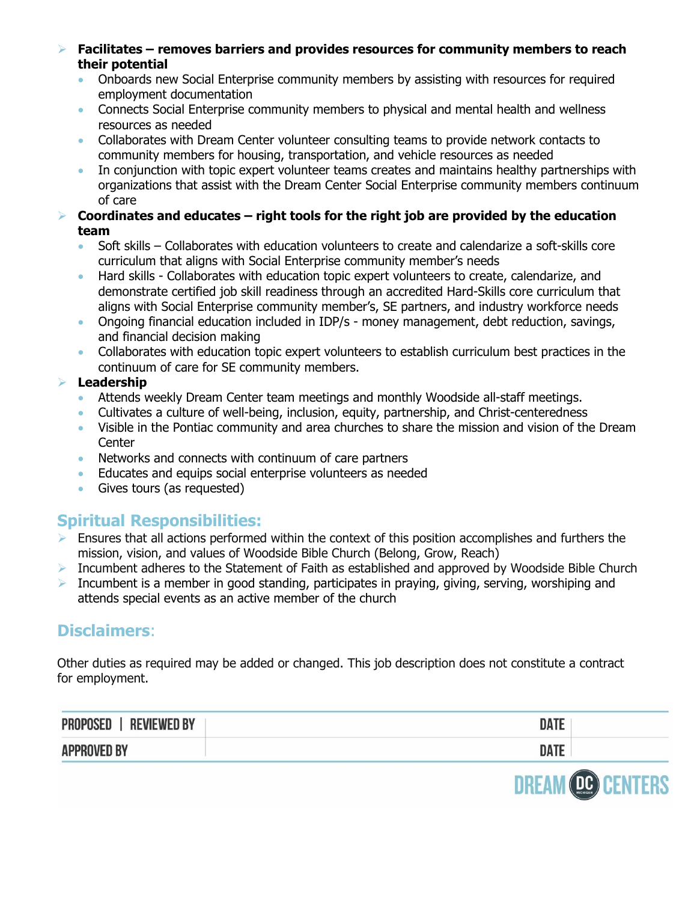- **Facilitates – removes barriers and provides resources for community members to reach their potential**
  - Onboards new Social Enterprise community members by assisting with resources for required employment documentation
  - Connects Social Enterprise community members to physical and mental health and wellness resources as needed
  - Collaborates with Dream Center volunteer consulting teams to provide network contacts to community members for housing, transportation, and vehicle resources as needed
  - In conjunction with topic expert volunteer teams creates and maintains healthy partnerships with organizations that assist with the Dream Center Social Enterprise community members continuum of care
- **Coordinates and educates – right tools for the right job are provided by the education team**
  - Soft skills – Collaborates with education volunteers to create and calendarize a soft-skills core curriculum that aligns with Social Enterprise community member's needs
  - Hard skills - Collaborates with education topic expert volunteers to create, calendarize, and demonstrate certified job skill readiness through an accredited Hard-Skills core curriculum that aligns with Social Enterprise community member's, SE partners, and industry workforce needs
  - Ongoing financial education included in IDP/s - money management, debt reduction, savings, and financial decision making
  - Collaborates with education topic expert volunteers to establish curriculum best practices in the continuum of care for SE community members.
- **Leadership**
  - Attends weekly Dream Center team meetings and monthly Woodside all-staff meetings.
  - Cultivates a culture of well-being, inclusion, equity, partnership, and Christ-centeredness
  - Visible in the Pontiac community and area churches to share the mission and vision of the Dream Center
  - Networks and connects with continuum of care partners
  - Educates and equips social enterprise volunteers as needed
  - Gives tours (as requested)

## Spiritual Responsibilities:

- Ensures that all actions performed within the context of this position accomplishes and furthers the mission, vision, and values of Woodside Bible Church (Belong, Grow, Reach)
- Incumbent adheres to the Statement of Faith as established and approved by Woodside Bible Church
- Incumbent is a member in good standing, participates in praying, giving, serving, worshiping and attends special events as an active member of the church

## Disclaimers:

Other duties as required may be added or changed. This job description does not constitute a contract for employment.

| | | | |
|---|---|---|---|
| PROPOSED \| REVIEWED BY | | DATE | |
| APPROVED BY | | DATE | |

DREAM DC CENTERS